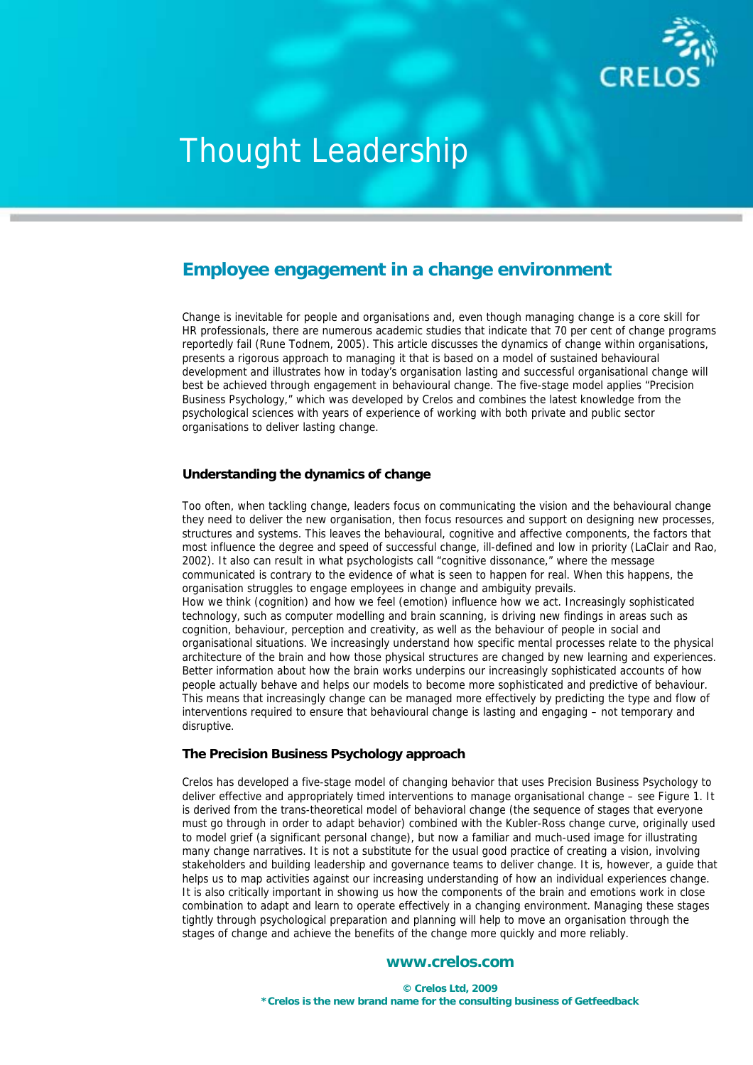# Thought Leadership

## Employee engagement in a change environment

Change is inevitable for people and organisations and, even though managing change is a core skill for HR professionals, there are numerous academic studies that indicate that 70 per cent of change programs reportedly fail (Rune Todnem, 2005). This article discusses the dynamics of change within organisations, presents a rigorous approach to managing it that is based on a model of sustained behavioural development and illustrates how in today's organisation lasting and successful organisational change will best be achieved through engagement in behavioural change. The five-stage model applies "Precision Business Psychology," which was developed by Crelos and combines the latest knowledge from the psychological sciences with years of experience of working with both private and public sector organisations to deliver lasting change.

### Understanding the dynamics of change

Too often, when tackling change, leaders focus on communicating the vision and the behavioural change they need to deliver the new organisation, then focus resources and support on designing new processes, structures and systems. This leaves the behavioural, cognitive and affective components, the factors that most influence the degree and speed of successful change, ill-defined and low in priority (LaClair and Rao, 2002). It also can result in what psychologists call "cognitive dissonance," where the message communicated is contrary to the evidence of what is seen to happen for real. When this happens, the organisation struggles to engage employees in change and ambiguity prevails.

How we think (cognition) and how we feel (emotion) influence how we act. Increasingly sophisticated technology, such as computer modelling and brain scanning, is driving new findings in areas such as cognition, behaviour, perception and creativity, as well as the behaviour of people in social and organisational situations. We increasingly understand how specific mental processes relate to the physical architecture of the brain and how those physical structures are changed by new learning and experiences. Better information about how the brain works underpins our increasingly sophisticated accounts of how people actually behave and helps our models to become more sophisticated and predictive of behaviour. This means that increasingly change can be managed more effectively by predicting the type and flow of interventions required to ensure that behavioural change is lasting and engaging – not temporary and disruptive.

### The Precision Business Psychology approach

Crelos has developed a five-stage model of changing behavior that uses Precision Business Psychology to deliver effective and appropriately timed interventions to manage organisational change – see Figure 1. It is derived from the trans-theoretical model of behavioral change (the sequence of stages that everyone must go through in order to adapt behavior) combined with the Kubler-Ross change curve, originally used to model grief (a significant personal change), but now a familiar and much-used image for illustrating many change narratives. It is not a substitute for the usual good practice of creating a vision, involving stakeholders and building leadership and governance teams to deliver change. It is, however, a guide that helps us to map activities against our increasing understanding of how an individual experiences change. It is also critically important in showing us how the components of the brain and emotions work in close combination to adapt and learn to operate effectively in a changing environment. Managing these stages tightly through psychological preparation and planning will help to move an organisation through the stages of change and achieve the benefits of the change more quickly and more reliably.

**www.crelos.com**

**© Crelos Ltd, 2009**
***Crelos is the new brand name for the consulting business of Getfeedback**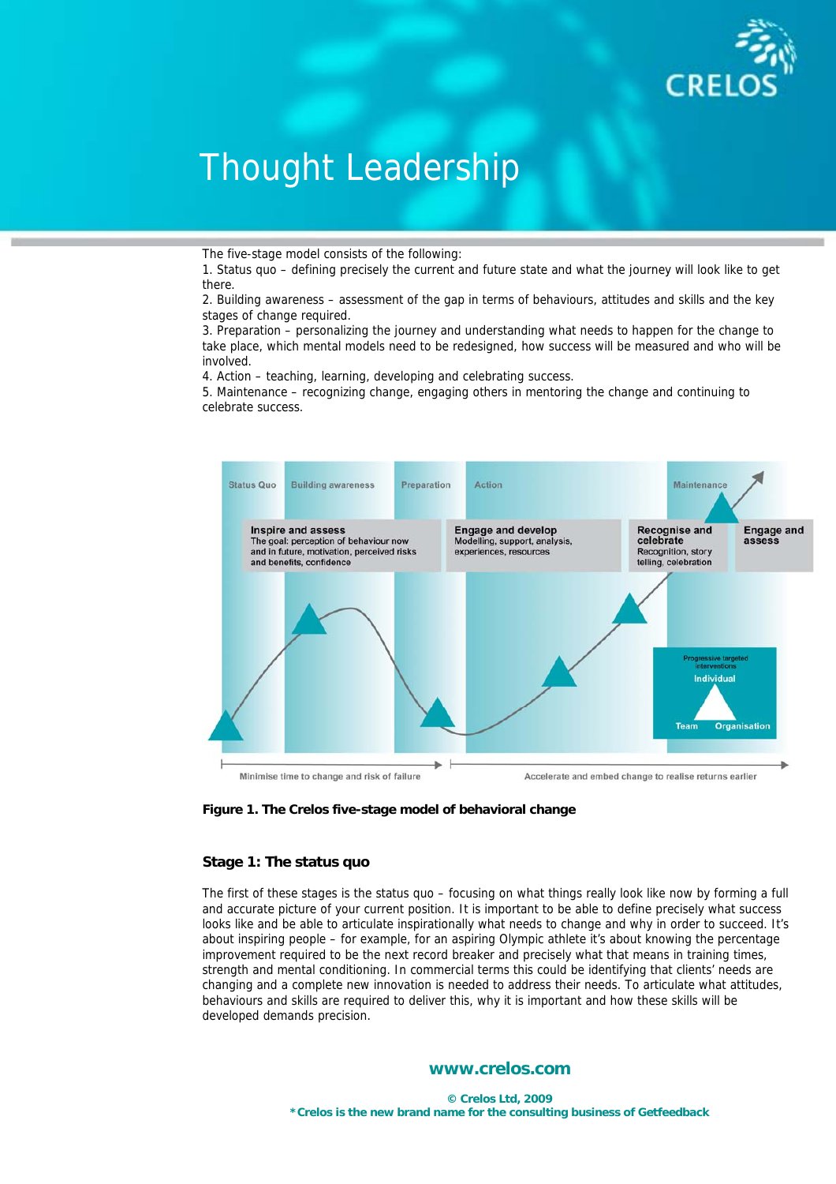The five-stage model consists of the following:

1. Status quo – defining precisely the current and future state and what the journey will look like to get there.
2. Building awareness – assessment of the gap in terms of behaviours, attitudes and skills and the key stages of change required.
3. Preparation – personalizing the journey and understanding what needs to happen for the change to take place, which mental models need to be redesigned, how success will be measured and who will be involved.
4. Action – teaching, learning, developing and celebrating success.
5. Maintenance – recognizing change, engaging others in mentoring the change and continuing to celebrate success.

**Figure 1. The Crelos five-stage model of behavioral change**

### Stage 1: The status quo

The first of these stages is the status quo – focusing on what things really look like now by forming a full and accurate picture of your current position. It is important to be able to define precisely what success looks like and be able to articulate inspirationally what needs to change and why in order to succeed. It's about inspiring people – for example, for an aspiring Olympic athlete it's about knowing the percentage improvement required to be the next record breaker and precisely what that means in training times, strength and mental conditioning. In commercial terms this could be identifying that clients' needs are changing and a complete new innovation is needed to address their needs. To articulate what attitudes, behaviours and skills are required to deliver this, why it is important and how these skills will be developed demands precision.

www.crelos.com

© Crelos Ltd, 2009
*Crelos is the new brand name for the consulting business of Getfeedback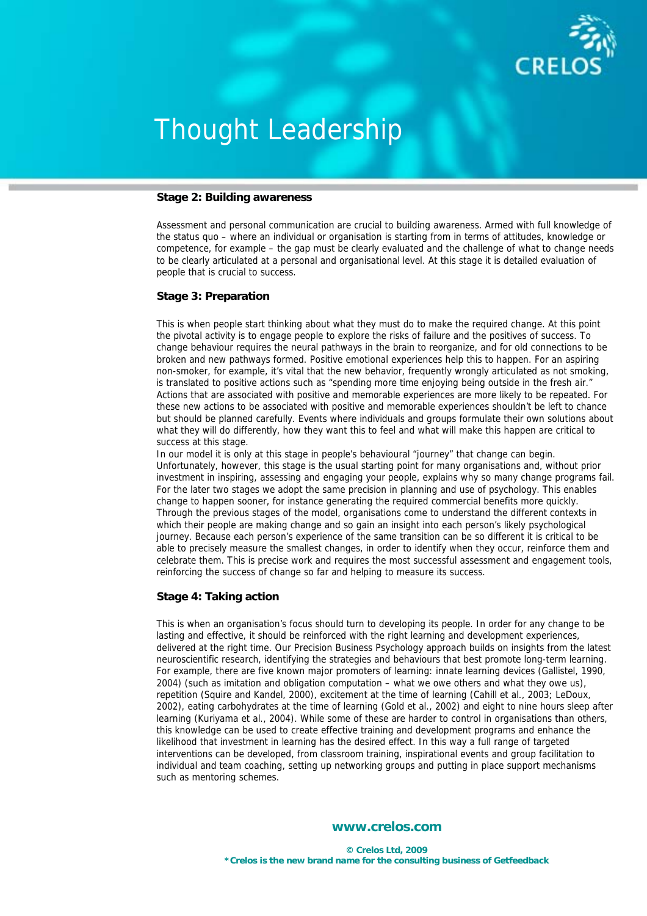### Stage 2: Building awareness

Assessment and personal communication are crucial to building awareness. Armed with full knowledge of the status quo – where an individual or organisation is starting from in terms of attitudes, knowledge or competence, for example – the gap must be clearly evaluated and the challenge of what to change needs to be clearly articulated at a personal and organisational level. At this stage it is detailed evaluation of people that is crucial to success.

### Stage 3: Preparation

This is when people start thinking about what they must do to make the required change. At this point the pivotal activity is to engage people to explore the risks of failure and the positives of success. To change behaviour requires the neural pathways in the brain to reorganize, and for old connections to be broken and new pathways formed. Positive emotional experiences help this to happen. For an aspiring non-smoker, for example, it's vital that the new behavior, frequently wrongly articulated as not smoking, is translated to positive actions such as "spending more time enjoying being outside in the fresh air." Actions that are associated with positive and memorable experiences are more likely to be repeated. For these new actions to be associated with positive and memorable experiences shouldn't be left to chance but should be planned carefully. Events where individuals and groups formulate their own solutions about what they will do differently, how they want this to feel and what will make this happen are critical to success at this stage.

In our model it is only at this stage in people's behavioural "journey" that change can begin. Unfortunately, however, this stage is the usual starting point for many organisations and, without prior investment in inspiring, assessing and engaging your people, explains why so many change programs fail. For the later two stages we adopt the same precision in planning and use of psychology. This enables change to happen sooner, for instance generating the required commercial benefits more quickly. Through the previous stages of the model, organisations come to understand the different contexts in which their people are making change and so gain an insight into each person's likely psychological journey. Because each person's experience of the same transition can be so different it is critical to be able to precisely measure the smallest changes, in order to identify when they occur, reinforce them and celebrate them. This is precise work and requires the most successful assessment and engagement tools, reinforcing the success of change so far and helping to measure its success.

### Stage 4: Taking action

This is when an organisation's focus should turn to developing its people. In order for any change to be lasting and effective, it should be reinforced with the right learning and development experiences, delivered at the right time. Our Precision Business Psychology approach builds on insights from the latest neuroscientific research, identifying the strategies and behaviours that best promote long-term learning. For example, there are five known major promoters of learning: innate learning devices (Gallistel, 1990, 2004) (such as imitation and obligation computation – what we owe others and what they owe us), repetition (Squire and Kandel, 2000), excitement at the time of learning (Cahill et al., 2003; LeDoux, 2002), eating carbohydrates at the time of learning (Gold et al., 2002) and eight to nine hours sleep after learning (Kuriyama et al., 2004). While some of these are harder to control in organisations than others, this knowledge can be used to create effective training and development programs and enhance the likelihood that investment in learning has the desired effect. In this way a full range of targeted interventions can be developed, from classroom training, inspirational events and group facilitation to individual and team coaching, setting up networking groups and putting in place support mechanisms such as mentoring schemes.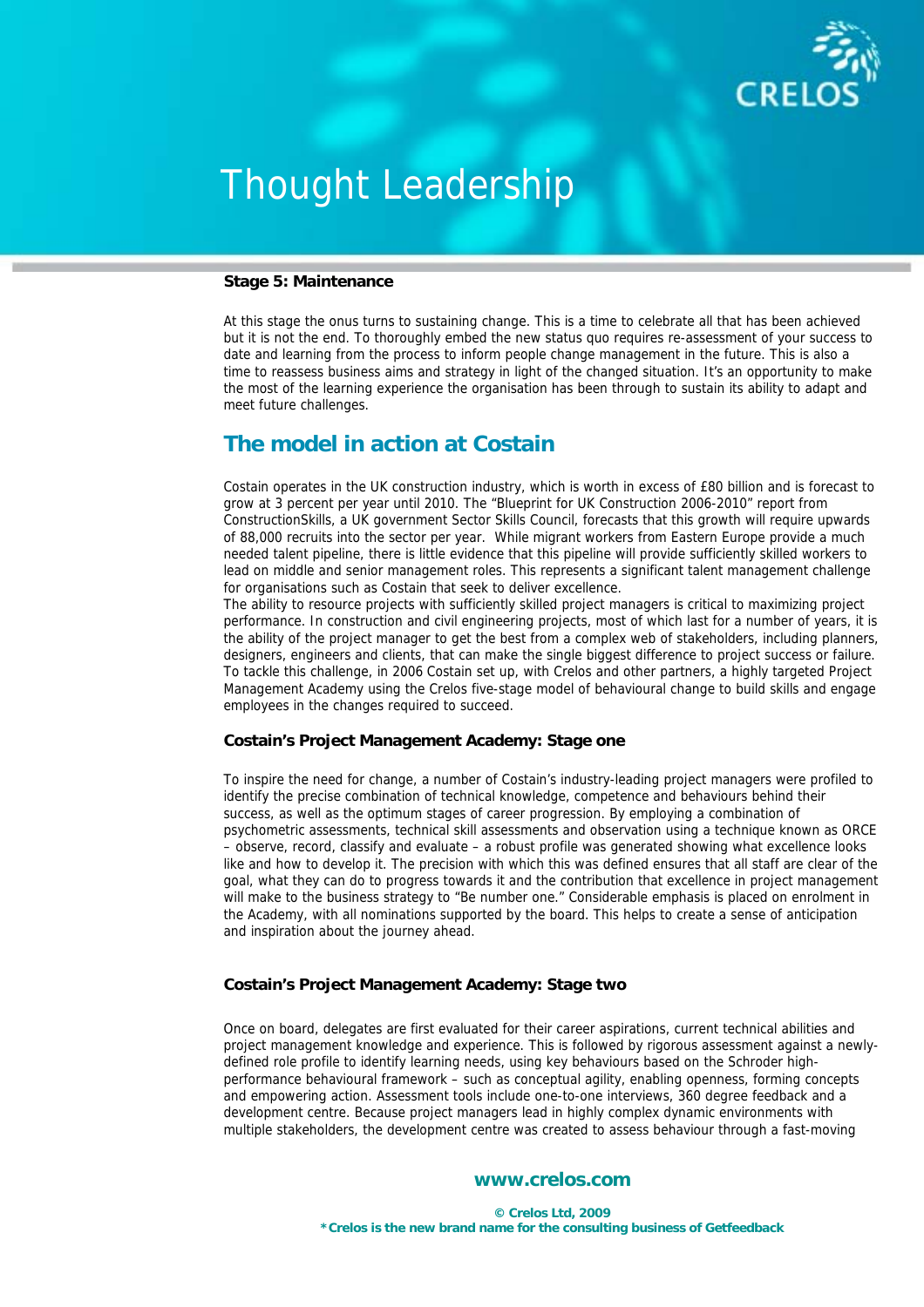**Stage 5: Maintenance**

At this stage the onus turns to sustaining change. This is a time to celebrate all that has been achieved but it is not the end. To thoroughly embed the new status quo requires re-assessment of your success to date and learning from the process to inform people change management in the future. This is also a time to reassess business aims and strategy in light of the changed situation. It's an opportunity to make the most of the learning experience the organisation has been through to sustain its ability to adapt and meet future challenges.

## The model in action at Costain

Costain operates in the UK construction industry, which is worth in excess of £80 billion and is forecast to grow at 3 percent per year until 2010. The "Blueprint for UK Construction 2006-2010" report from ConstructionSkills, a UK government Sector Skills Council, forecasts that this growth will require upwards of 88,000 recruits into the sector per year. While migrant workers from Eastern Europe provide a much needed talent pipeline, there is little evidence that this pipeline will provide sufficiently skilled workers to lead on middle and senior management roles. This represents a significant talent management challenge for organisations such as Costain that seek to deliver excellence.
The ability to resource projects with sufficiently skilled project managers is critical to maximizing project performance. In construction and civil engineering projects, most of which last for a number of years, it is the ability of the project manager to get the best from a complex web of stakeholders, including planners, designers, engineers and clients, that can make the single biggest difference to project success or failure. To tackle this challenge, in 2006 Costain set up, with Crelos and other partners, a highly targeted Project Management Academy using the Crelos five-stage model of behavioural change to build skills and engage employees in the changes required to succeed.

### Costain's Project Management Academy: Stage one

To inspire the need for change, a number of Costain's industry-leading project managers were profiled to identify the precise combination of technical knowledge, competence and behaviours behind their success, as well as the optimum stages of career progression. By employing a combination of psychometric assessments, technical skill assessments and observation using a technique known as ORCE – observe, record, classify and evaluate – a robust profile was generated showing what excellence looks like and how to develop it. The precision with which this was defined ensures that all staff are clear of the goal, what they can do to progress towards it and the contribution that excellence in project management will make to the business strategy to "Be number one." Considerable emphasis is placed on enrolment in the Academy, with all nominations supported by the board. This helps to create a sense of anticipation and inspiration about the journey ahead.

### Costain's Project Management Academy: Stage two

Once on board, delegates are first evaluated for their career aspirations, current technical abilities and project management knowledge and experience. This is followed by rigorous assessment against a newly-defined role profile to identify learning needs, using key behaviours based on the Schroder high-performance behavioural framework – such as conceptual agility, enabling openness, forming concepts and empowering action. Assessment tools include one-to-one interviews, 360 degree feedback and a development centre. Because project managers lead in highly complex dynamic environments with multiple stakeholders, the development centre was created to assess behaviour through a fast-moving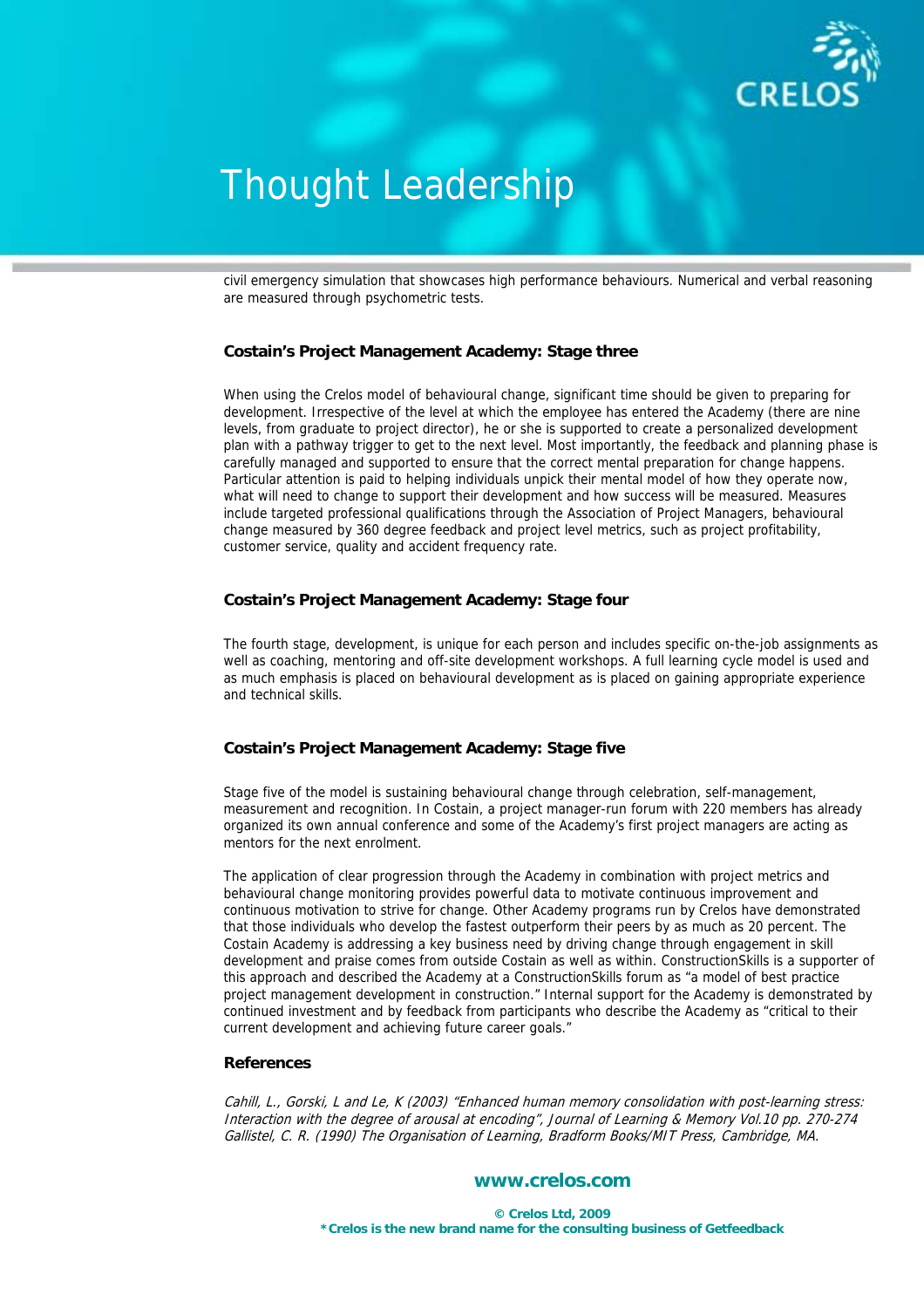civil emergency simulation that showcases high performance behaviours. Numerical and verbal reasoning are measured through psychometric tests.

### Costain's Project Management Academy: Stage three

When using the Crelos model of behavioural change, significant time should be given to preparing for development. Irrespective of the level at which the employee has entered the Academy (there are nine levels, from graduate to project director), he or she is supported to create a personalized development plan with a pathway trigger to get to the next level. Most importantly, the feedback and planning phase is carefully managed and supported to ensure that the correct mental preparation for change happens. Particular attention is paid to helping individuals unpick their mental model of how they operate now, what will need to change to support their development and how success will be measured. Measures include targeted professional qualifications through the Association of Project Managers, behavioural change measured by 360 degree feedback and project level metrics, such as project profitability, customer service, quality and accident frequency rate.

### Costain's Project Management Academy: Stage four

The fourth stage, development, is unique for each person and includes specific on-the-job assignments as well as coaching, mentoring and off-site development workshops. A full learning cycle model is used and as much emphasis is placed on behavioural development as is placed on gaining appropriate experience and technical skills.

### Costain's Project Management Academy: Stage five

Stage five of the model is sustaining behavioural change through celebration, self-management, measurement and recognition. In Costain, a project manager-run forum with 220 members has already organized its own annual conference and some of the Academy's first project managers are acting as mentors for the next enrolment.

The application of clear progression through the Academy in combination with project metrics and behavioural change monitoring provides powerful data to motivate continuous improvement and continuous motivation to strive for change. Other Academy programs run by Crelos have demonstrated that those individuals who develop the fastest outperform their peers by as much as 20 percent. The Costain Academy is addressing a key business need by driving change through engagement in skill development and praise comes from outside Costain as well as within. ConstructionSkills is a supporter of this approach and described the Academy at a ConstructionSkills forum as "a model of best practice project management development in construction." Internal support for the Academy is demonstrated by continued investment and by feedback from participants who describe the Academy as "critical to their current development and achieving future career goals."

### References

*Cahill, L., Gorski, L and Le, K (2003) "Enhanced human memory consolidation with post-learning stress: Interaction with the degree of arousal at encoding", Journal of Learning & Memory Vol.10 pp. 270-274*
*Gallistel, C. R. (1990) The Organisation of Learning, Bradform Books/MIT Press, Cambridge, MA.*

**www.crelos.com**

**© Crelos Ltd, 2009**
**\*Crelos is the new brand name for the consulting business of Getfeedback**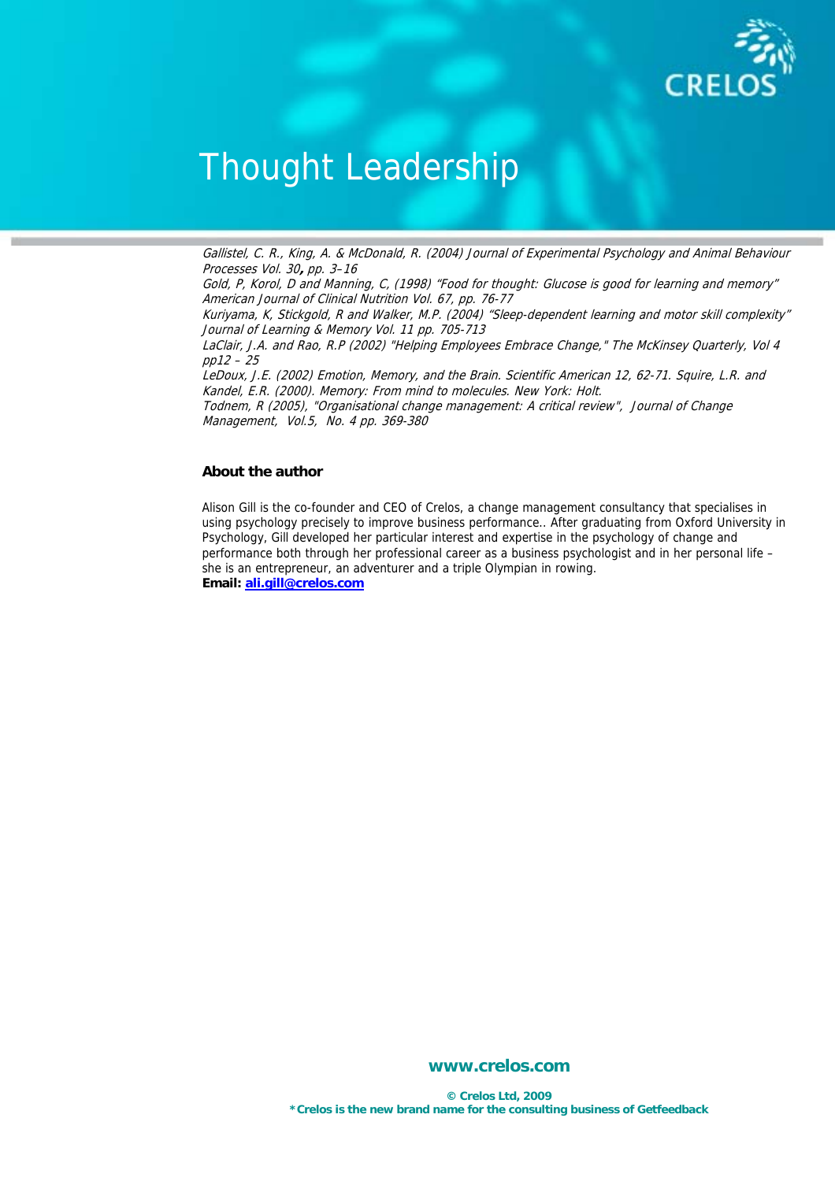*Gallistel, C. R., King, A. & McDonald, R. (2004) Journal of Experimental Psychology and Animal Behaviour Processes Vol. 30, pp. 3–16*

*Gold, P, Korol, D and Manning, C, (1998) "Food for thought: Glucose is good for learning and memory" American Journal of Clinical Nutrition Vol. 67, pp. 76-77*

*Kuriyama, K, Stickgold, R and Walker, M.P. (2004) "Sleep-dependent learning and motor skill complexity" Journal of Learning & Memory Vol. 11 pp. 705-713*

*LaClair, J.A. and Rao, R.P (2002) "Helping Employees Embrace Change," The McKinsey Quarterly, Vol 4 pp12 – 25*

*LeDoux, J.E. (2002) Emotion, Memory, and the Brain. Scientific American 12, 62-71. Squire, L.R. and Kandel, E.R. (2000). Memory: From mind to molecules. New York: Holt.*

*Todnem, R (2005), "Organisational change management: A critical review", Journal of Change Management, Vol.5, No. 4 pp. 369-380*

### About the author

Alison Gill is the co-founder and CEO of Crelos, a change management consultancy that specialises in using psychology precisely to improve business performance.. After graduating from Oxford University in Psychology, Gill developed her particular interest and expertise in the psychology of change and performance both through her professional career as a business psychologist and in her personal life – she is an entrepreneur, an adventurer and a triple Olympian in rowing.
**Email:** ali.gill@crelos.com

**www.crelos.com**

**© Crelos Ltd, 2009**
**\*Crelos is the new brand name for the consulting business of Getfeedback**